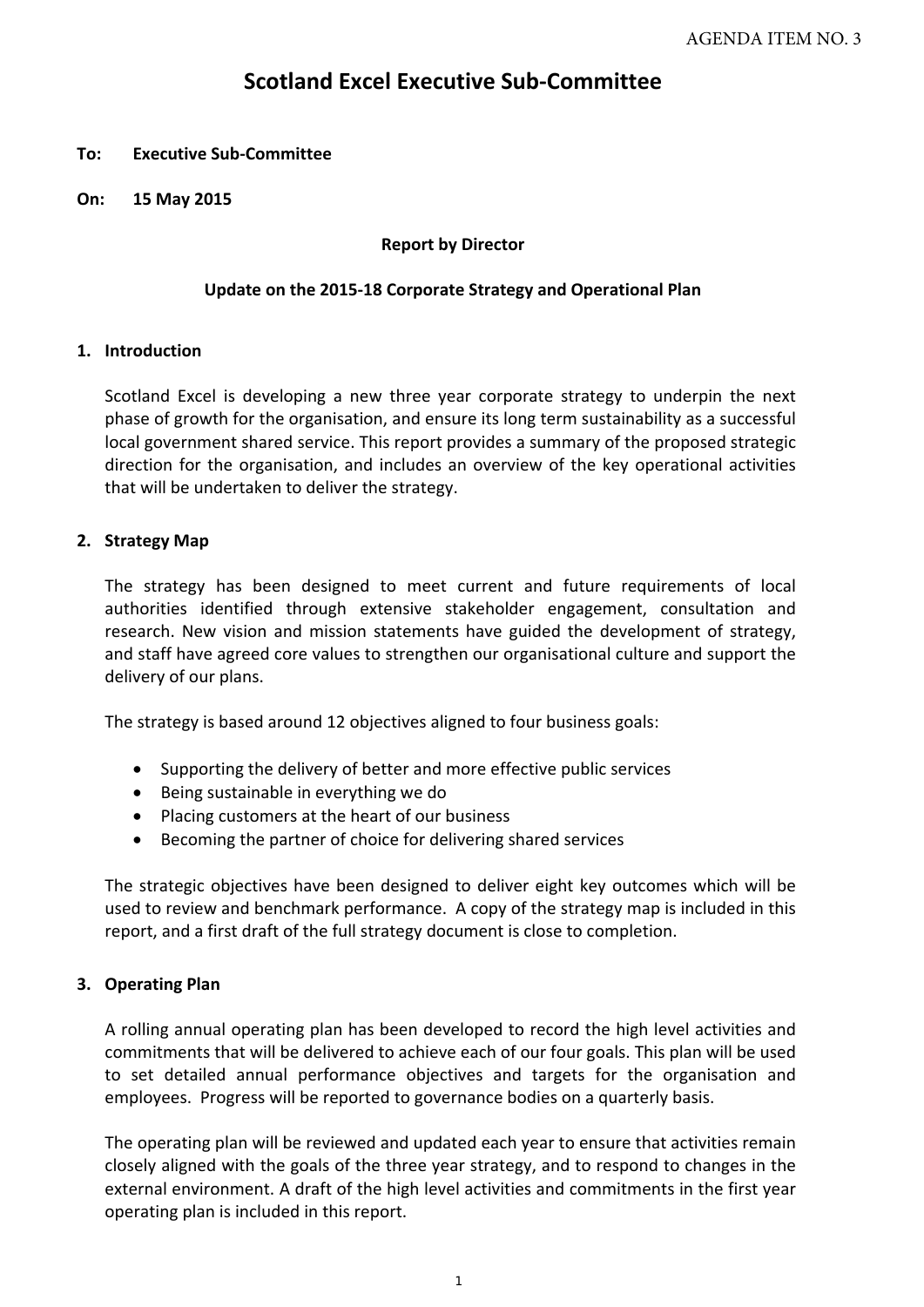AGENDA ITEM NO. 3

# Scotland Excel Executive Sub-Committee

**To:** **Executive Sub-Committee**

**On:** **15 May 2015**

**Report by Director**

**Update on the 2015-18 Corporate Strategy and Operational Plan**

## 1. Introduction

Scotland Excel is developing a new three year corporate strategy to underpin the next phase of growth for the organisation, and ensure its long term sustainability as a successful local government shared service. This report provides a summary of the proposed strategic direction for the organisation, and includes an overview of the key operational activities that will be undertaken to deliver the strategy.

## 2. Strategy Map

The strategy has been designed to meet current and future requirements of local authorities identified through extensive stakeholder engagement, consultation and research. New vision and mission statements have guided the development of strategy, and staff have agreed core values to strengthen our organisational culture and support the delivery of our plans.

The strategy is based around 12 objectives aligned to four business goals:

- Supporting the delivery of better and more effective public services
- Being sustainable in everything we do
- Placing customers at the heart of our business
- Becoming the partner of choice for delivering shared services

The strategic objectives have been designed to deliver eight key outcomes which will be used to review and benchmark performance. A copy of the strategy map is included in this report, and a first draft of the full strategy document is close to completion.

## 3. Operating Plan

A rolling annual operating plan has been developed to record the high level activities and commitments that will be delivered to achieve each of our four goals. This plan will be used to set detailed annual performance objectives and targets for the organisation and employees. Progress will be reported to governance bodies on a quarterly basis.

The operating plan will be reviewed and updated each year to ensure that activities remain closely aligned with the goals of the three year strategy, and to respond to changes in the external environment. A draft of the high level activities and commitments in the first year operating plan is included in this report.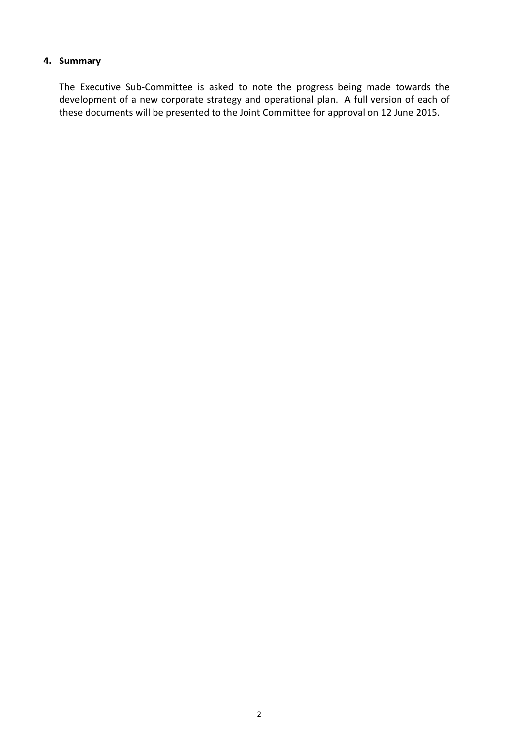## 4. Summary

The Executive Sub-Committee is asked to note the progress being made towards the development of a new corporate strategy and operational plan. A full version of each of these documents will be presented to the Joint Committee for approval on 12 June 2015.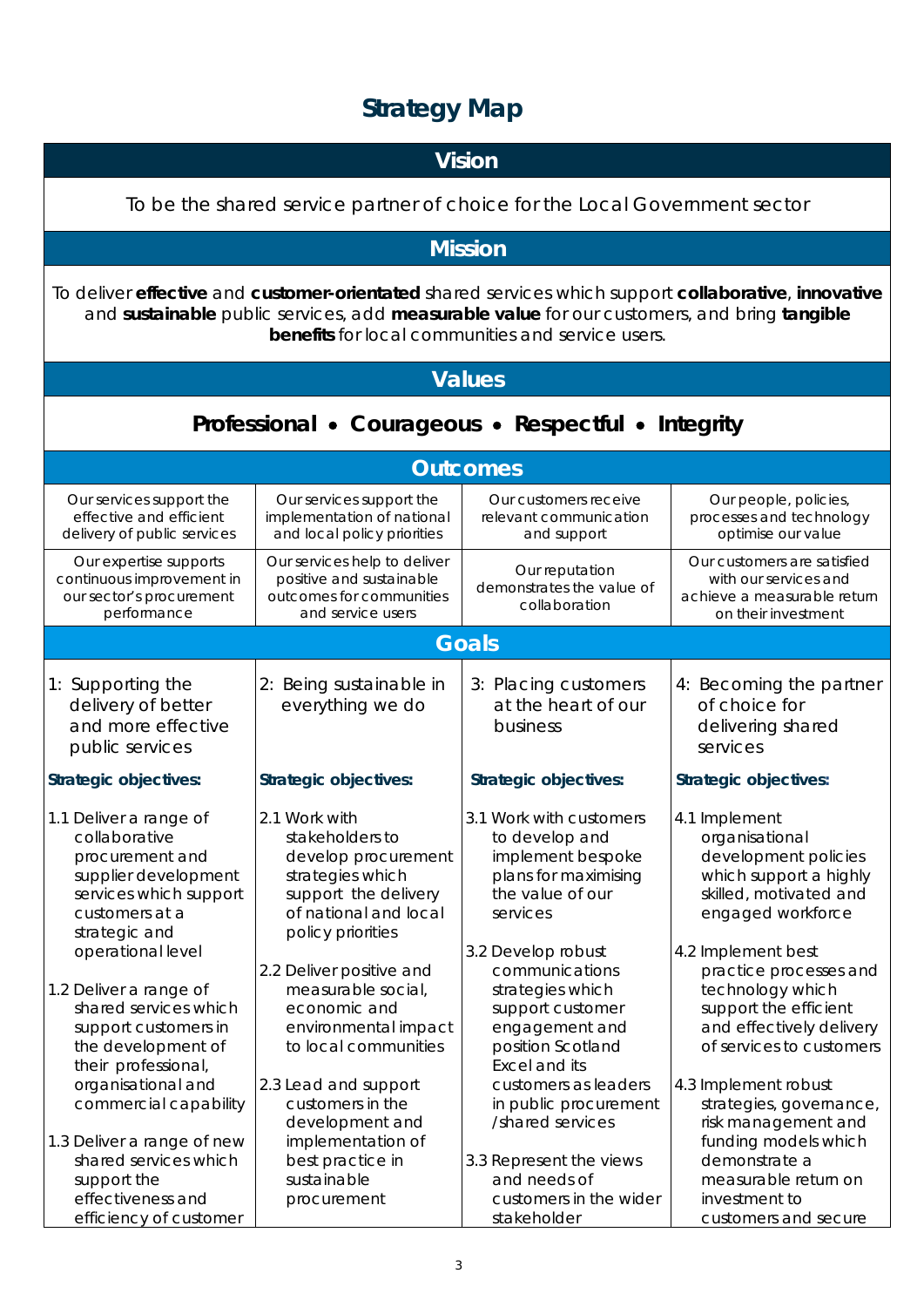# Strategy Map

## Vision

To be the shared service partner of choice for the Local Government sector

## Mission

To deliver **effective** and **customer-orientated** shared services which support **collaborative**, **innovative** and **sustainable** public services, add **measurable value** for our customers, and bring **tangible benefits** for local communities and service users.

## Values

**Professional • Courageous • Respectful • Integrity**

## Outcomes

| | | | |
|---|---|---|---|
| Our services support the effective and efficient delivery of public services | Our services support the implementation of national and local policy priorities | Our customers receive relevant communication and support | Our people, policies, processes and technology optimise our value |
| Our expertise supports continuous improvement in our sector's procurement performance | Our services help to deliver positive and sustainable outcomes for communities and service users | Our reputation demonstrates the value of collaboration | Our customers are satisfied with our services and achieve a measurable return on their investment |

## Goals

| 1: Supporting the delivery of better and more effective public services | 2: Being sustainable in everything we do | 3: Placing customers at the heart of our business | 4: Becoming the partner of choice for delivering shared services |
|---|---|---|---|
| **Strategic objectives:** | **Strategic objectives:** | **Strategic objectives:** | **Strategic objectives:** |
| 1.1 Deliver a range of collaborative procurement and supplier development services which support customers at a strategic and operational level<br><br>1.2 Deliver a range of shared services which support customers in the development of their professional, organisational and commercial capability<br><br>1.3 Deliver a range of new shared services which support the effectiveness and efficiency of customer | 2.1 Work with stakeholders to develop procurement strategies which support the delivery of national and local policy priorities<br><br>2.2 Deliver positive and measurable social, economic and environmental impact to local communities<br><br>2.3 Lead and support customers in the development and implementation of best practice in sustainable procurement | 3.1 Work with customers to develop and implement bespoke plans for maximising the value of our services<br><br>3.2 Develop robust communications strategies which support customer engagement and position Scotland Excel and its customers as leaders in public procurement /shared services<br><br>3.3 Represent the views and needs of customers in the wider stakeholder | 4.1 Implement organisational development policies which support a highly skilled, motivated and engaged workforce<br><br>4.2 Implement best practice processes and technology which support the efficient and effectively delivery of services to customers<br><br>4.3 Implement robust strategies, governance, risk management and funding models which demonstrate a measurable return on investment to customers and secure |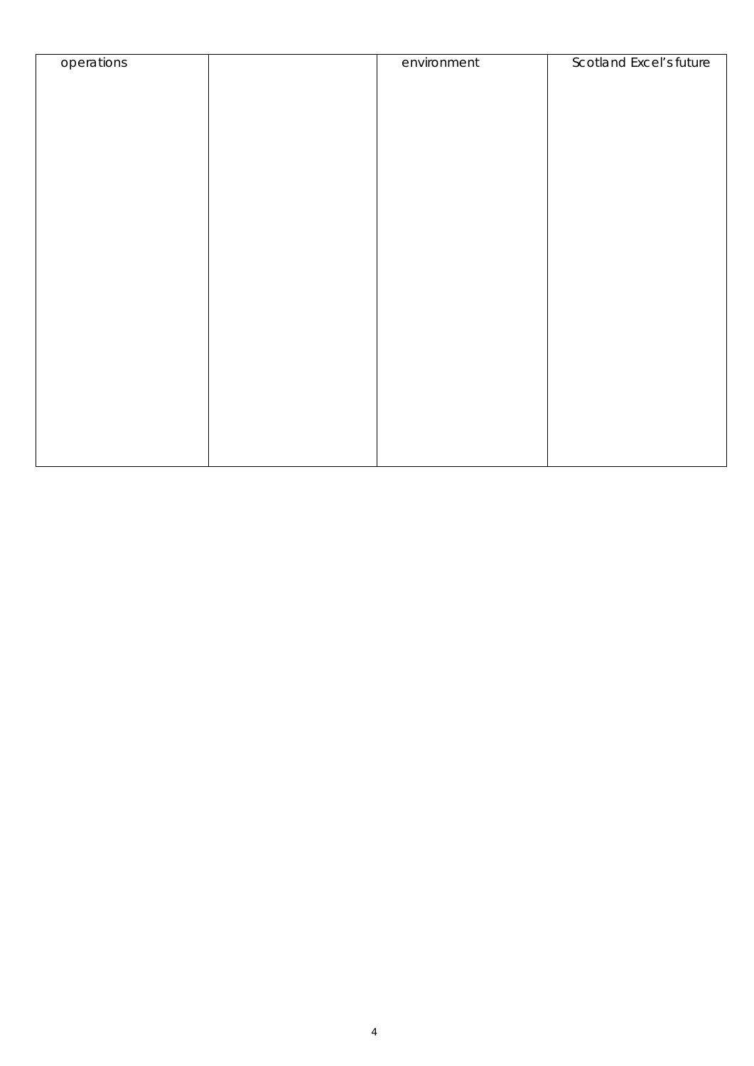| | | | |
|---|---|---|---|
| operations | | environment | Scotland Excel's future |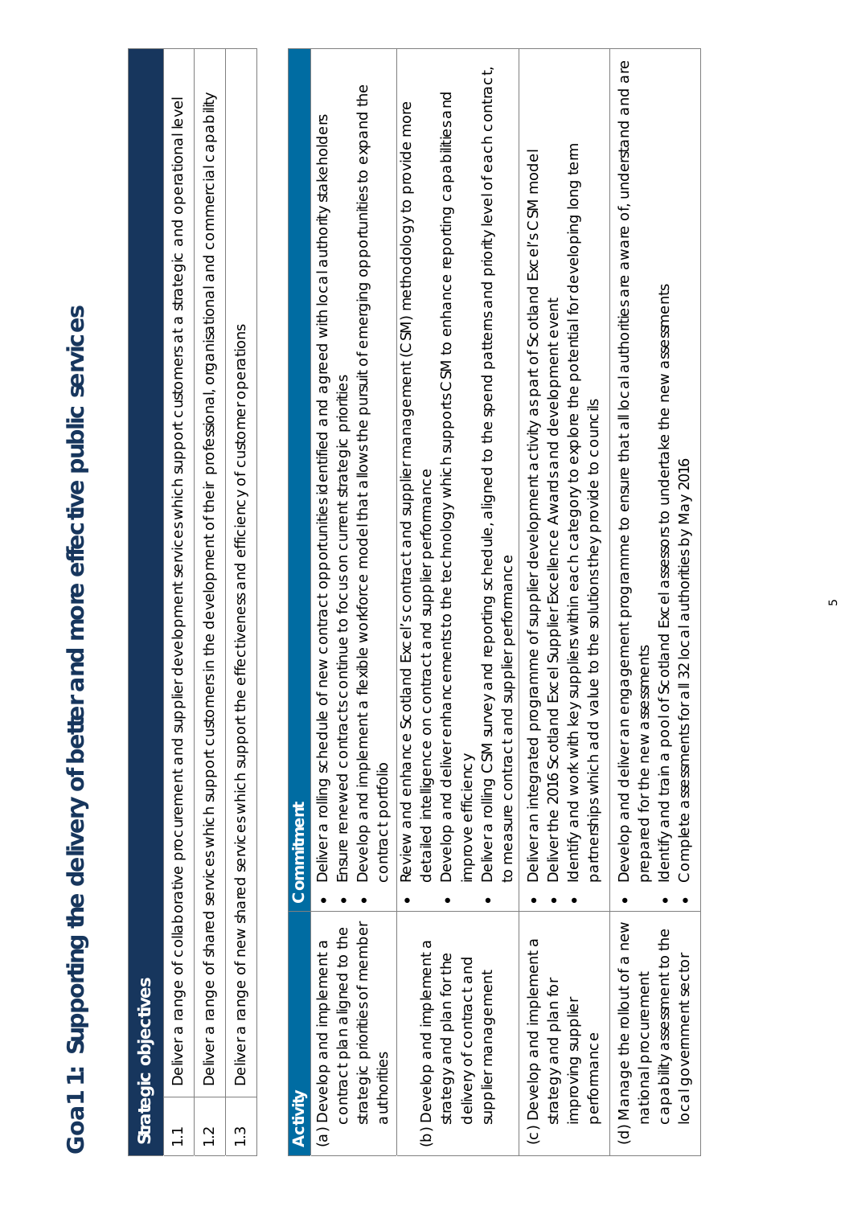# Goal 1: Supporting the delivery of better and more effective public services

| Strategic objectives | |
|---|---|
| 1.1 | Deliver a range of collaborative procurement and supplier development services which support customers at a strategic and operational level |
| 1.2 | Deliver a range of shared services which support customers in the development of their professional, organisational and commercial capability |
| 1.3 | Deliver a range of new shared services which support the effectiveness and efficiency of customer operations |

| Activity | Commitment |
|---|---|
| (a) Develop and implement a contract plan aligned to the strategic priorities of member authorities | • Deliver a rolling schedule of new contract opportunities identified and agreed with local authority stakeholders<br>• Ensure renewed contracts continue to focus on current strategic priorities<br>• Develop and implement a flexible workforce model that allows the pursuit of emerging opportunities to expand the contract portfolio |
| (b) Develop and implement a strategy and plan for the delivery of contract and supplier management | • Review and enhance Scotland Excel's contract and supplier management (CSM) methodology to provide more detailed intelligence on contract and supplier performance<br>• Develop and deliver enhancements to the technology which supports CSM to enhance reporting capabilities and improve efficiency<br>• Deliver a rolling CSM survey and reporting schedule, aligned to the spend patterns and priority level of each contract, to measure contract and supplier performance |
| (c) Develop and implement a strategy and plan for improving supplier performance | • Deliver an integrated programme of supplier development activity as part of Scotland Excel's CSM model<br>• Deliver the 2016 Scotland Excel Supplier Excellence Awards and development event<br>• Identify and work with key suppliers within each category to explore the potential for developing long term partnerships which add value to the solutions they provide to councils |
| (d) Manage the rollout of a new national procurement capability assessment to the local government sector | • Develop and deliver an engagement programme to ensure that all local authorities are aware of, understand and are prepared for the new assessments<br>• Identify and train a pool of Scotland Excel assessors to undertake the new assessments<br>• Complete assessments for all 32 local authorities by May 2016 |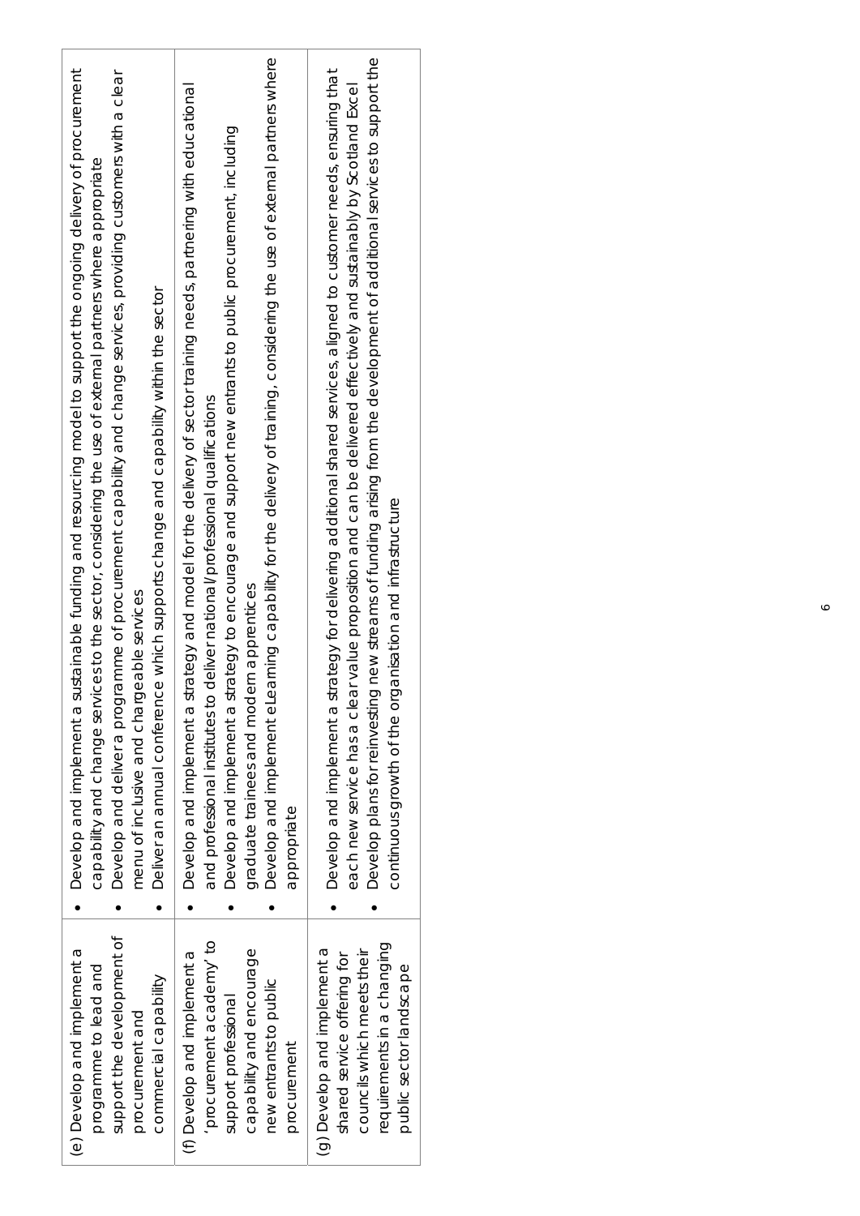| | |
|---|---|
| (e) Develop and implement a programme to lead and support the development of procurement and commercial capability | • Develop and implement a sustainable funding and resourcing model to support the ongoing delivery of procurement capability and change services to the sector, considering the use of external partners where appropriate<br>• Develop and deliver a programme of procurement capability and change services, providing customers with a clear menu of inclusive and chargeable services<br>• Deliver an annual conference which supports change and capability within the sector |
| (f) Develop and implement a 'procurement academy' to support professional capability and encourage new entrants to public procurement | • Develop and implement a strategy and model for the delivery of sector training needs, partnering with educational and professional institutes to deliver national/professional qualifications<br>• Develop and implement a strategy to encourage and support new entrants to public procurement, including graduate trainees and modern apprentices<br>• Develop and implement eLearning capability for the delivery of training, considering the use of external partners where appropriate |
| (g) Develop and implement a shared service offering for councils which meets their requirements in a changing public sector landscape | • Develop and implement a strategy for delivering additional shared services, aligned to customer needs, ensuring that each new service has a clear value proposition and can be delivered effectively and sustainably by Scotland Excel<br>• Develop plans for reinvesting new streams of funding arising from the development of additional services to support the continuous growth of the organisation and infrastructure |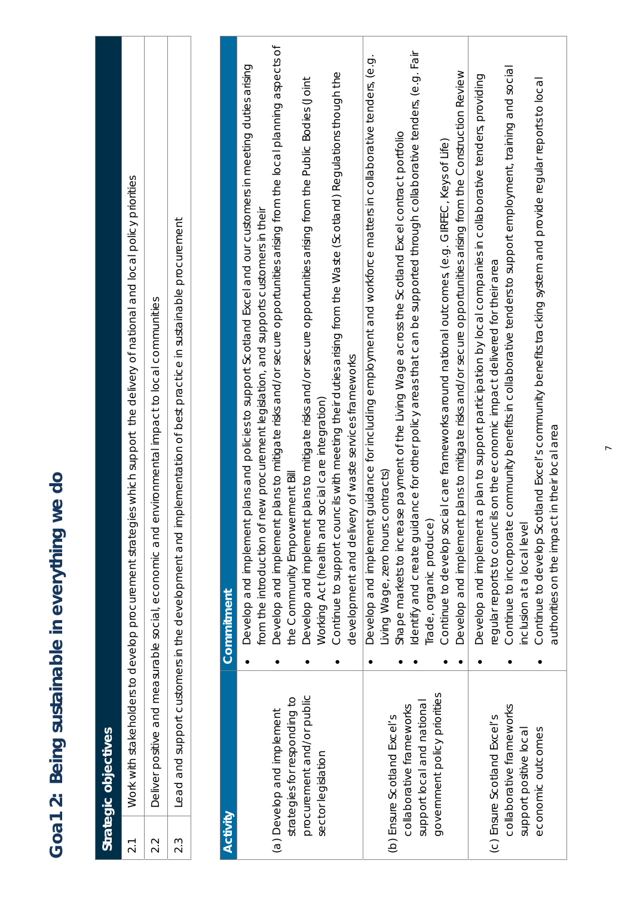# Goal 2: Being sustainable in everything we do

| Strategic objectives | |
|---|---|
| 2.1 | Work with stakeholders to develop procurement strategies which support the delivery of national and local policy priorities |
| 2.2 | Deliver positive and measurable social, economic and environmental impact to local communities |
| 2.3 | Lead and support customers in the development and implementation of best practice in sustainable procurement |

| Activity | Commitment |
|---|---|
| (a) Develop and implement strategies for responding to procurement and/or public sector legislation | • Develop and implement plans and policies to support Scotland Excel and our customers in meeting duties arising from the introduction of new procurement legislation, and supports customers in their<br>• Develop and implement plans to mitigate risks and/or secure opportunities arising from the local planning aspects of the Community Empowerment Bill<br>• Develop and implement plans to mitigate risks and/or secure opportunities arising from the Public Bodies (Joint Working Act (health and social care integration)<br>• Continue to support councils with meeting their duties arising from the Waste (Scotland) Regulations though the development and delivery of waste services frameworks |
| (b) Ensure Scotland Excel's collaborative frameworks support local and national government policy priorities | • Develop and implement guidance for including employment and workforce matters in collaborative tenders, (e.g. Living Wage, zero hours contracts)<br>• Shape markets to increase payment of the Living Wage across the Scotland Excel contract portfolio<br>• Identify and create guidance for other policy areas that can be supported through collaborative tenders, (e.g. Fair Trade, organic produce)<br>• Continue to develop social care frameworks around national outcomes, (e.g. GIRFEC, Keys of Life)<br>• Develop and implement plans to mitigate risks and/or secure opportunities arising from the Construction Review |
| (c) Ensure Scotland Excel's collaborative frameworks support positive local economic outcomes | • Develop and implement a plan to support participation by local companies in collaborative tenders, providing regular reports to councils on the economic impact delivered for their area<br>• Continue to incorporate community benefits in collaborative tenders to support employment, training and social inclusion at a local level<br>• Continue to develop Scotland Excel's community benefits tracking system and provide regular reports to local authorities on the impact in their local area |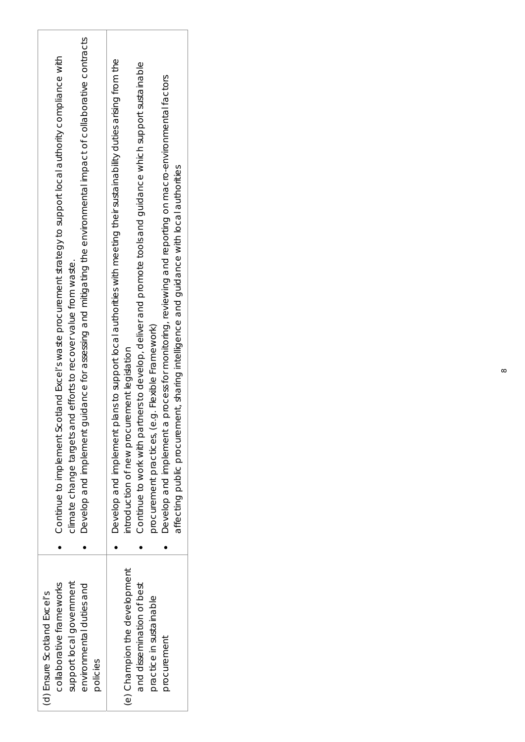| | |
|---|---|
| (d) Ensure Scotland Excel's collaborative frameworks support local government environmental duties and policies | • Continue to implement Scotland Excel's waste procurement strategy to support local authority compliance with climate change targets and efforts to recover value from waste.<br>• Develop and implement guidance for assessing and mitigating the environmental impact of collaborative contracts |
| (e) Champion the development and dissemination of best practice in sustainable procurement | • Develop and implement plans to support local authorities with meeting their sustainability duties arising from the introduction of new procurement legislation<br>• Continue to work with partners to develop, deliver and promote tools and guidance which support sustainable procurement practices, (e.g. Flexible Framework)<br>• Develop and implement a process for monitoring, reviewing and reporting on macro-environmental factors affecting public procurement, sharing intelligence and guidance with local authorities |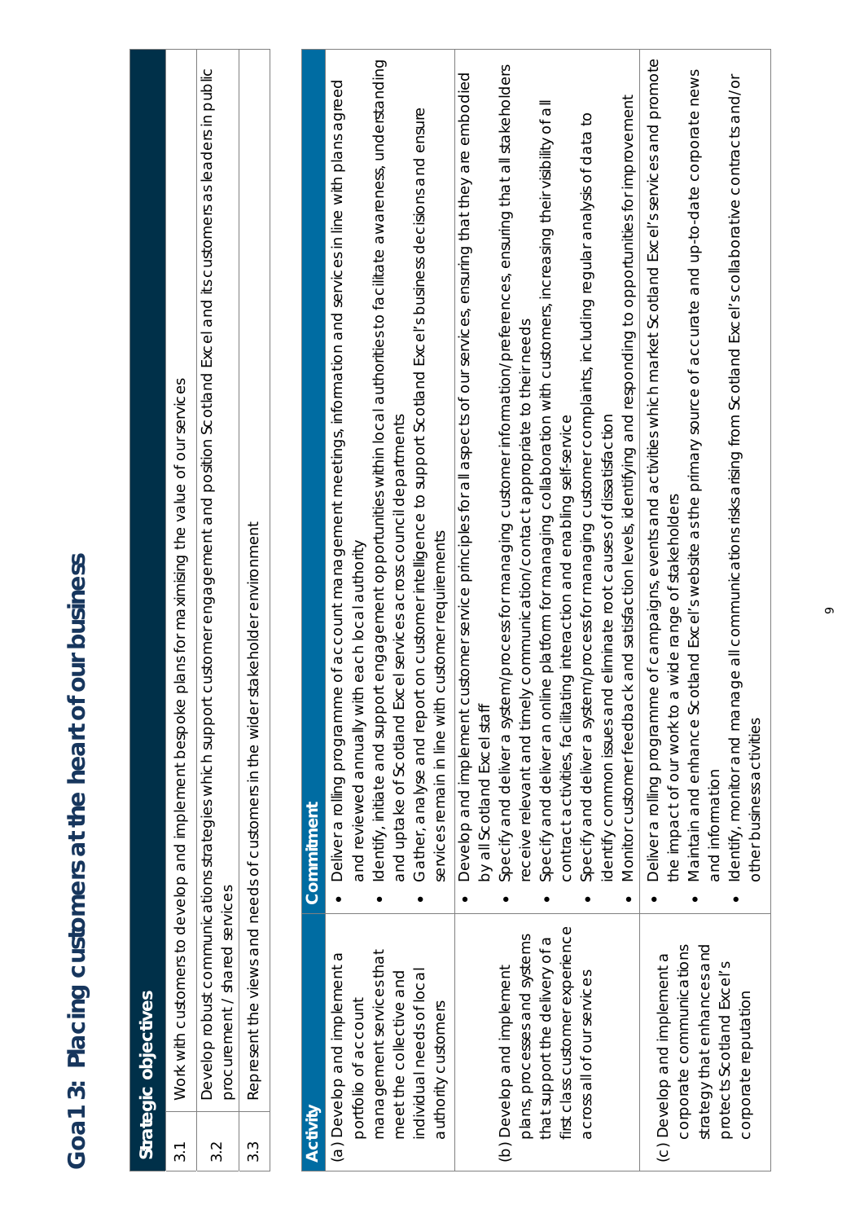# Goal 3: Placing customers at the heart of our business

| Strategic objectives | |
|---|---|
| 3.1 | Work with customers to develop and implement bespoke plans for maximising the value of our services |
| 3.2 | Develop robust communications strategies which support customer engagement and position Scotland Excel and its customers as leaders in public procurement / shared services |
| 3.3 | Represent the views and needs of customers in the wider stakeholder environment |

| Activity | Commitment |
|---|---|
| (a) Develop and implement a portfolio of account management services that meet the collective and individual needs of local authority customers | • Deliver a rolling programme of account management meetings, information and services in line with plans agreed and reviewed annually with each local authority<br>• Identify, initiate and support engagement opportunities within local authorities to facilitate awareness, understanding and uptake of Scotland Excel services across council departments<br>• Gather, analyse and report on customer intelligence to support Scotland Excel's business decisions and ensure services remain in line with customer requirements |
| (b) Develop and implement plans, processes and systems that support the delivery of a first class customer experience across all of our services | • Develop and implement customer service principles for all aspects of our services, ensuring that they are embodied by all Scotland Excel staff<br>• Specify and deliver a system/process for managing customer information/preferences, ensuring that all stakeholders receive relevant and timely communication/contact appropriate to their needs<br>• Specify and deliver an online platform for managing collaboration with customers, increasing their visibility of all contract activities, facilitating interaction and enabling self-service<br>• Specify and deliver a system/process for managing customer complaints, including regular analysis of data to identify common issues and eliminate root causes of dissatisfaction<br>• Monitor customer feedback and satisfaction levels, identifying and responding to opportunities for improvement |
| (c) Develop and implement a corporate communications strategy that enhances and protects Scotland Excel's corporate reputation | • Deliver a rolling programme of campaigns, events and activities which market Scotland Excel's services and promote the impact of our work to a wide range of stakeholders<br>• Maintain and enhance Scotland Excel's website as the primary source of accurate and up-to-date corporate news and information<br>• Identify, monitor and manage all communications risks arising from Scotland Excel's collaborative contracts and/or other business activities |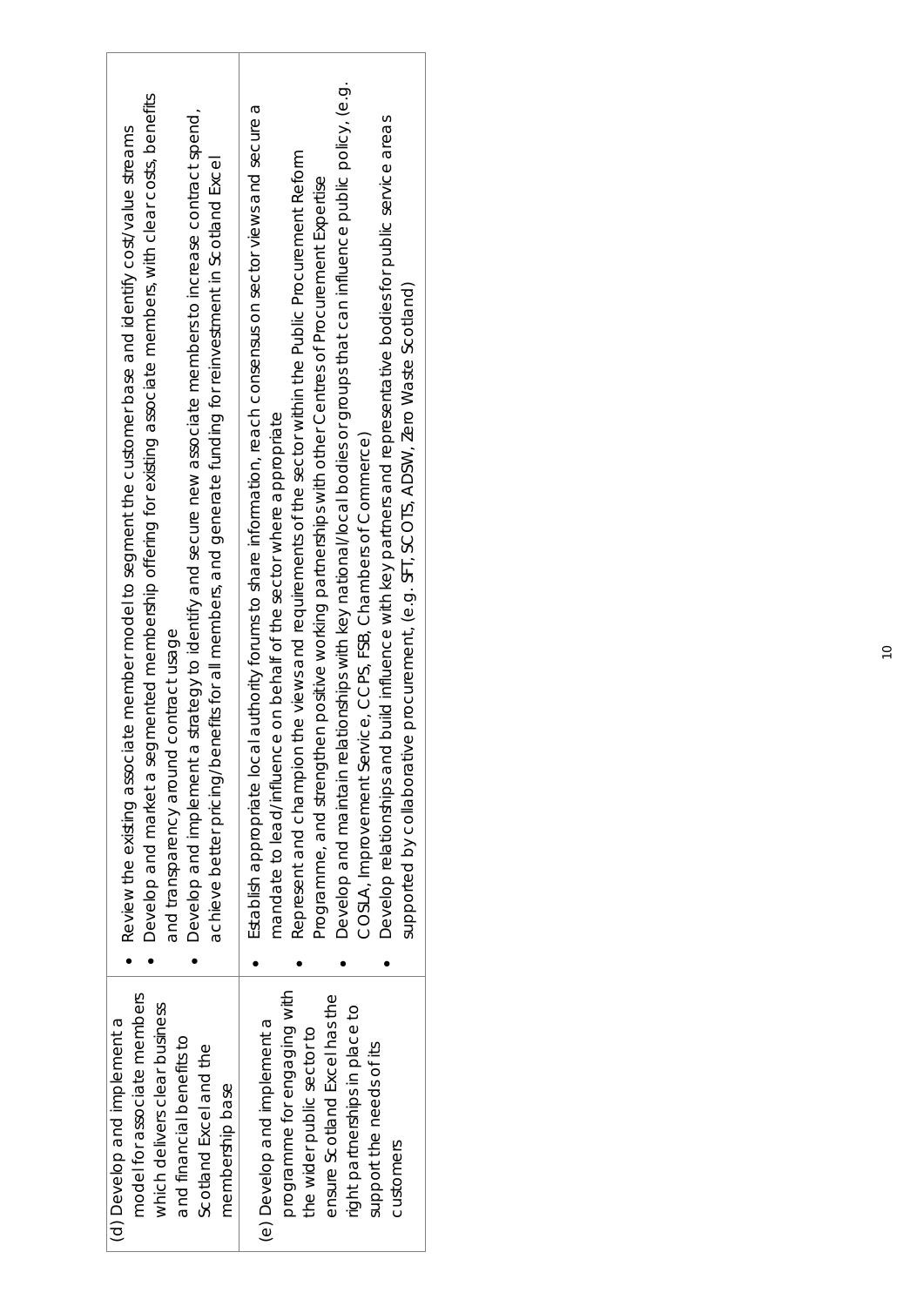| | |
|---|---|
| (d) Develop and implement a model for associate members which delivers clear business and financial benefits to Scotland Excel and the membership base | • Review the existing associate member model to segment the customer base and identify cost/value streams<br>• Develop and market a segmented membership offering for existing associate members, with clear costs, benefits and transparency around contract usage<br>• Develop and implement a strategy to identify and secure new associate members to increase contract spend, achieve better pricing/benefits for all members, and generate funding for reinvestment in Scotland Excel |
| (e) Develop and implement a programme for engaging with the wider public sector to ensure Scotland Excel has the right partnerships in place to support the needs of its customers | • Establish appropriate local authority forums to share information, reach consensus on sector views and secure a mandate to lead/influence on behalf of the sector where appropriate<br>• Represent and champion the views and requirements of the sector within the Public Procurement Reform Programme, and strengthen positive working partnerships with other Centres of Procurement Expertise<br>• Develop and maintain relationships with key national/local bodies or groups that can influence public policy, (e.g. COSLA, Improvement Service, CCPS, FSB, Chambers of Commerce)<br>• Develop relationships and build influence with key partners and representative bodies for public service areas supported by collaborative procurement, (e.g. SFT, SCOTS, ADSW, Zero Waste Scotland) |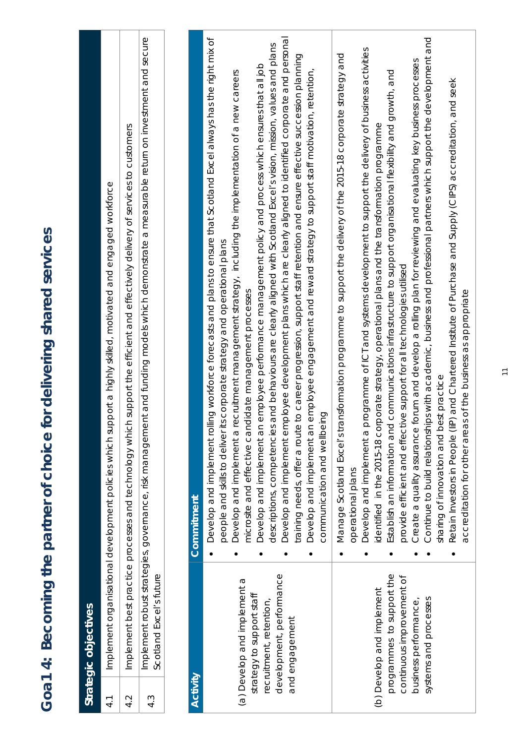# Goal 4: Becoming the partner of choice for delivering shared services

| Strategic objectives | |
|---|---|
| 4.1 | Implement organisational development policies which support a highly skilled, motivated and engaged workforce |
| 4.2 | Implement best practice processes and technology which support the efficient and effectively delivery of services to customers |
| 4.3 | Implement robust strategies, governance, risk management and funding models which demonstrate a measurable return on investment and secure Scotland Excel's future |

| Activity | Commitment |
|---|---|
| (a) Develop and implement a strategy to support staff recruitment, retention, development, performance and engagement | • Develop and implement rolling workforce forecasts and plans to ensure that Scotland Excel always has the right mix of people and skills to deliver its corporate strategy and operational plans<br>• Develop and implement a recruitment management strategy, including the implementation of a new careers microsite and effective candidate management processes<br>• Develop and implement an employee performance management policy and process which ensures that all job descriptions, competencies and behaviours are clearly aligned with Scotland Excel's vision, mission, values and plans<br>• Develop and implement employee development plans which are clearly aligned to identified corporate and personal training needs, offer a route to career progression, support staff retention and ensure effective succession planning<br>• Develop and implement an employee engagement and reward strategy to support staff motivation, retention, communication and wellbeing |
| (b) Develop and implement programmes to support the continuous improvement of business performance, systems and processes | • Manage Scotland Excel's transformation programme to support the delivery of the 2015-18 corporate strategy and operational plans<br>• Develop and implement a programme of ICT and systems development to support the delivery of business activities identified in the 2015-18 corporate strategy, operational plans and the transformation programme<br>• Establish an information and communications infrastructure to support organisational flexibility and growth, and provide efficient and effective support for all technologies utilised<br>• Create a quality assurance forum and develop a rolling plan for reviewing and evaluating key business processes<br>• Continue to build relationships with academic, business and professional partners which support the development and sharing of innovation and best practice<br>• Retain Investors in People (IiP) and Chartered Institute of Purchase and Supply (CIPS) accreditation, and seek accreditation for other areas of the business as appropriate |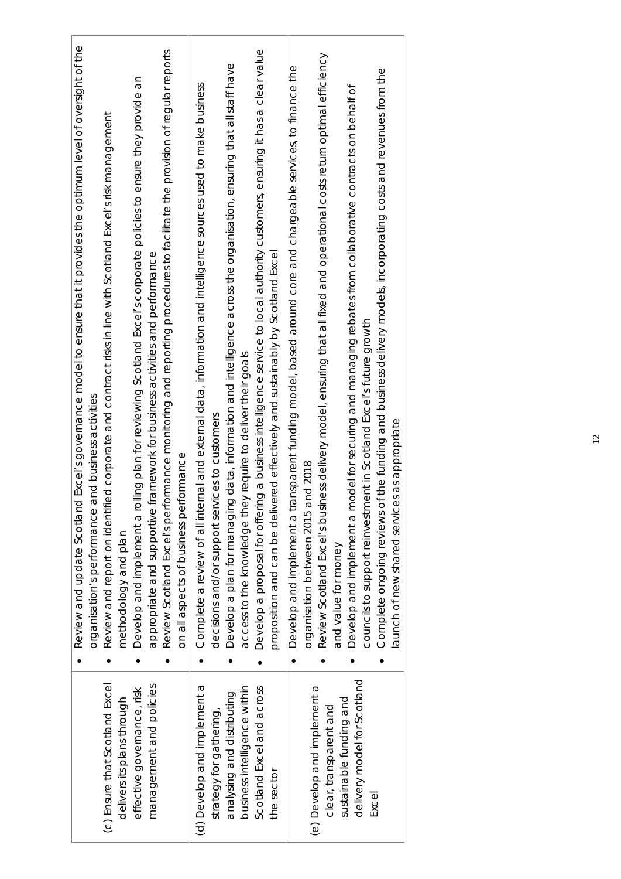| | |
|---|---|
| (c) Ensure that Scotland Excel delivers its plans through effective governance, risk management and policies | • Review and update Scotland Excel's governance model to ensure that it provides the optimum level of oversight of the organisation's performance and business activities<br>• Review and report on identified corporate and contract risks in line with Scotland Excel's risk management methodology and plan<br>• Develop and implement a rolling plan for reviewing Scotland Excel's corporate policies to ensure they provide an appropriate and supportive framework for business activities and performance<br>• Review Scotland Excel's performance monitoring and reporting procedures to facilitate the provision of regular reports on all aspects of business performance |
| (d) Develop and implement a strategy for gathering, analysing and distributing business intelligence within Scotland Excel and across the sector | • Complete a review of all internal and external data, information and intelligence sources used to make business decisions and/or support services to customers<br>• Develop a plan for managing data, information and intelligence across the organisation, ensuring that all staff have access to the knowledge they require to deliver their goals<br>• Develop a proposal for offering a business intelligence service to local authority customers, ensuring it has a clear value proposition and can be delivered effectively and sustainably by Scotland Excel |
| (e) Develop and implement a clear, transparent and sustainable funding and delivery model for Scotland Excel | • Develop and implement a transparent funding model, based around core and chargeable services, to finance the organisation between 2015 and 2018<br>• Review Scotland Excel's business delivery model, ensuring that all fixed and operational costs return optimal efficiency and value for money<br>• Develop and implement a model for securing and managing rebates from collaborative contracts on behalf of councils to support reinvestment in Scotland Excel's future growth<br>• Complete ongoing reviews of the funding and business delivery models, incorporating costs and revenues from the launch of new shared services as appropriate |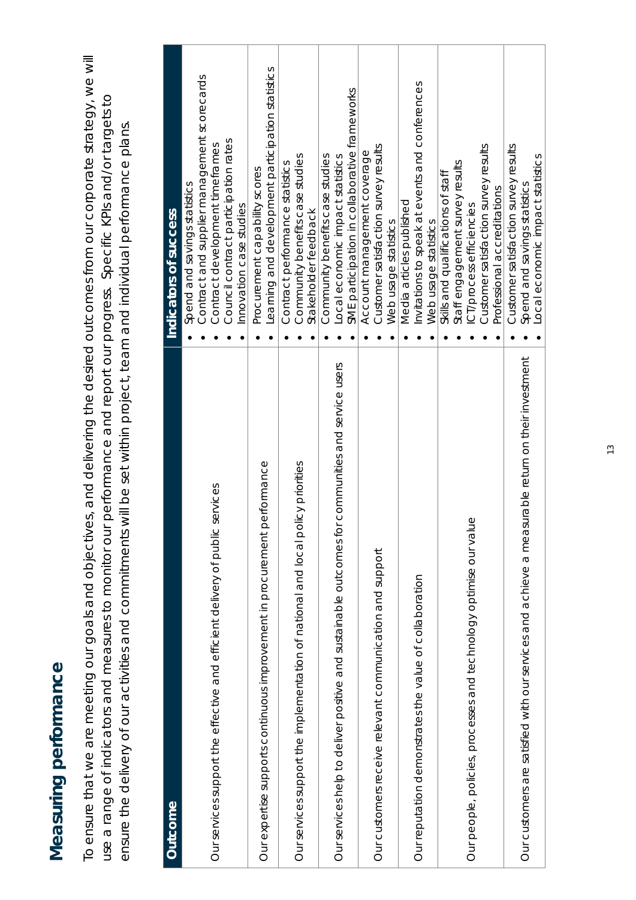# Measuring performance

To ensure that we are meeting our goals and objectives, and delivering the desired outcomes from our corporate strategy, we will use a range of indicators and measures to monitor our performance and report our progress. Specific KPIs and/or targets to ensure the delivery of our activities and commitments will be set within project, team and individual performance plans.

| Outcome | Indicators of success |
| --- | --- |
| Our services support the effective and efficient delivery of public services | • Spend and savings statistics<br>• Contract and supplier management scorecards<br>• Contract development timeframes<br>• Council contract participation rates<br>• Innovation case studies |
| Our expertise supports continuous improvement in procurement performance | • Procurement capability scores<br>• Learning and development participation statistics |
| Our services support the implementation of national and local policy priorities | • Contract performance statistics<br>• Community benefits case studies<br>• Stakeholder feedback |
| Our services help to deliver positive and sustainable outcomes for communities and service users | • Community benefits case studies<br>• Local economic impact statistics<br>• SME participation in collaborative frameworks |
| Our customers receive relevant communication and support | • Account management coverage<br>• Customer satisfaction survey results<br>• Web usage statistics |
| Our reputation demonstrates the value of collaboration | • Media articles published<br>• Invitations to speak at events and conferences<br>• Web usage statistics |
| Our people, policies, processes and technology optimise our value | • Skills and qualifications of staff<br>• Staff engagement survey results<br>• ICT/process efficiencies<br>• Customer satisfaction survey results<br>• Professional accreditations |
| Our customers are satisfied with our services and achieve a measurable return on their investment | • Customer satisfaction survey results<br>• Spend and savings statistics<br>• Local economic impact statistics |